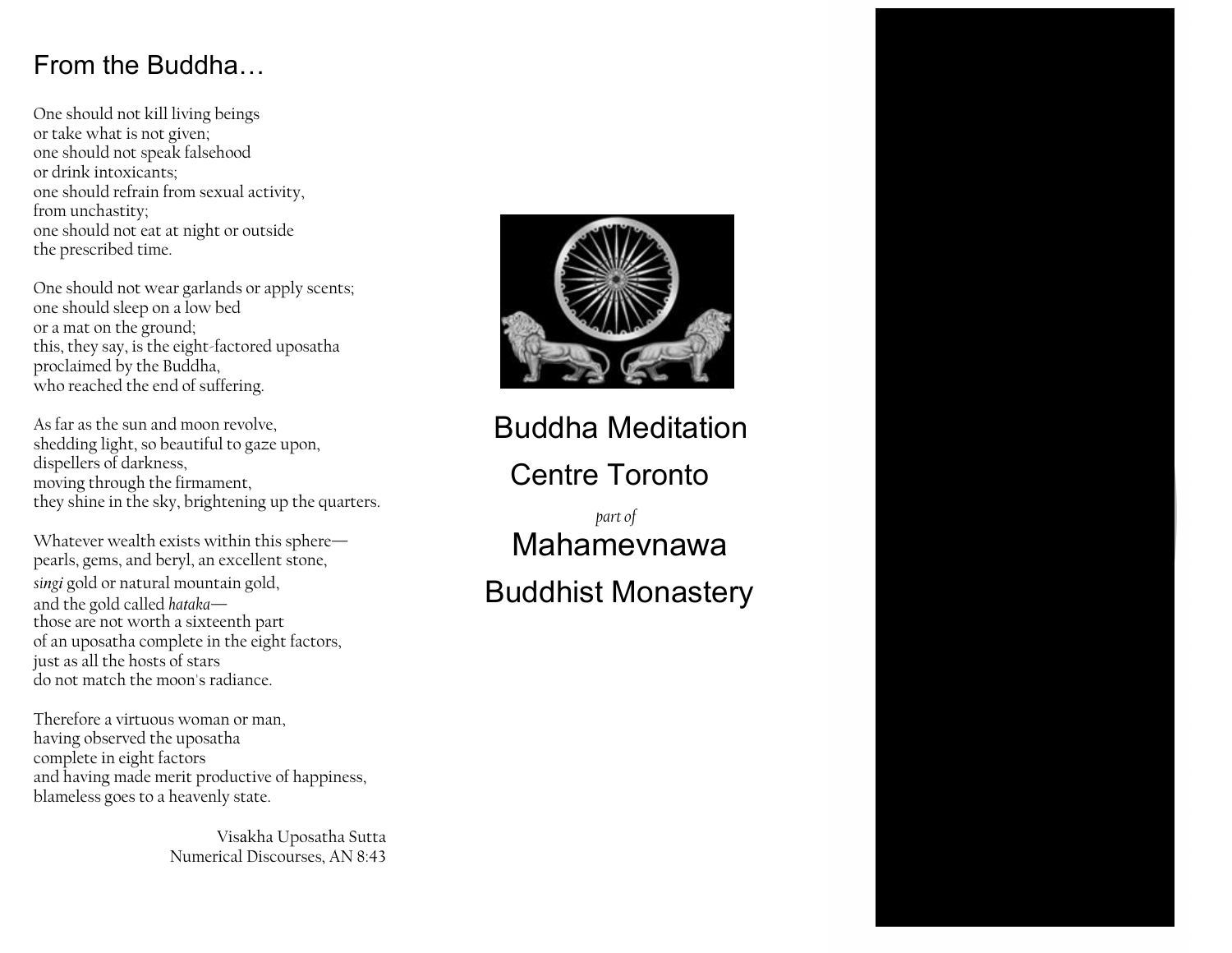## From the Buddha…

One should not kill living beings
or take what is not given;
one should not speak falsehood
or drink intoxicants;
one should refrain from sexual activity,
from unchastity;
one should not eat at night or outside
the prescribed time.

One should not wear garlands or apply scents;
one should sleep on a low bed
or a mat on the ground;
this, they say, is the eight-factored uposatha
proclaimed by the Buddha,
who reached the end of suffering.

As far as the sun and moon revolve,
shedding light, so beautiful to gaze upon,
dispellers of darkness,
moving through the firmament,
they shine in the sky, brightening up the quarters.

Whatever wealth exists within this sphere—
pearls, gems, and beryl, an excellent stone,
*singi* gold or natural mountain gold,
and the gold called *hataka*—
those are not worth a sixteenth part
of an uposatha complete in the eight factors,
just as all the hosts of stars
do not match the moon's radiance.

Therefore a virtuous woman or man,
having observed the uposatha
complete in eight factors
and having made merit productive of happiness,
blameless goes to a heavenly state.

Visakha Uposatha Sutta
Numerical Discourses, AN 8:43

# Buddha Meditation Centre Toronto

*part of*

# Mahamevnawa Buddhist Monastery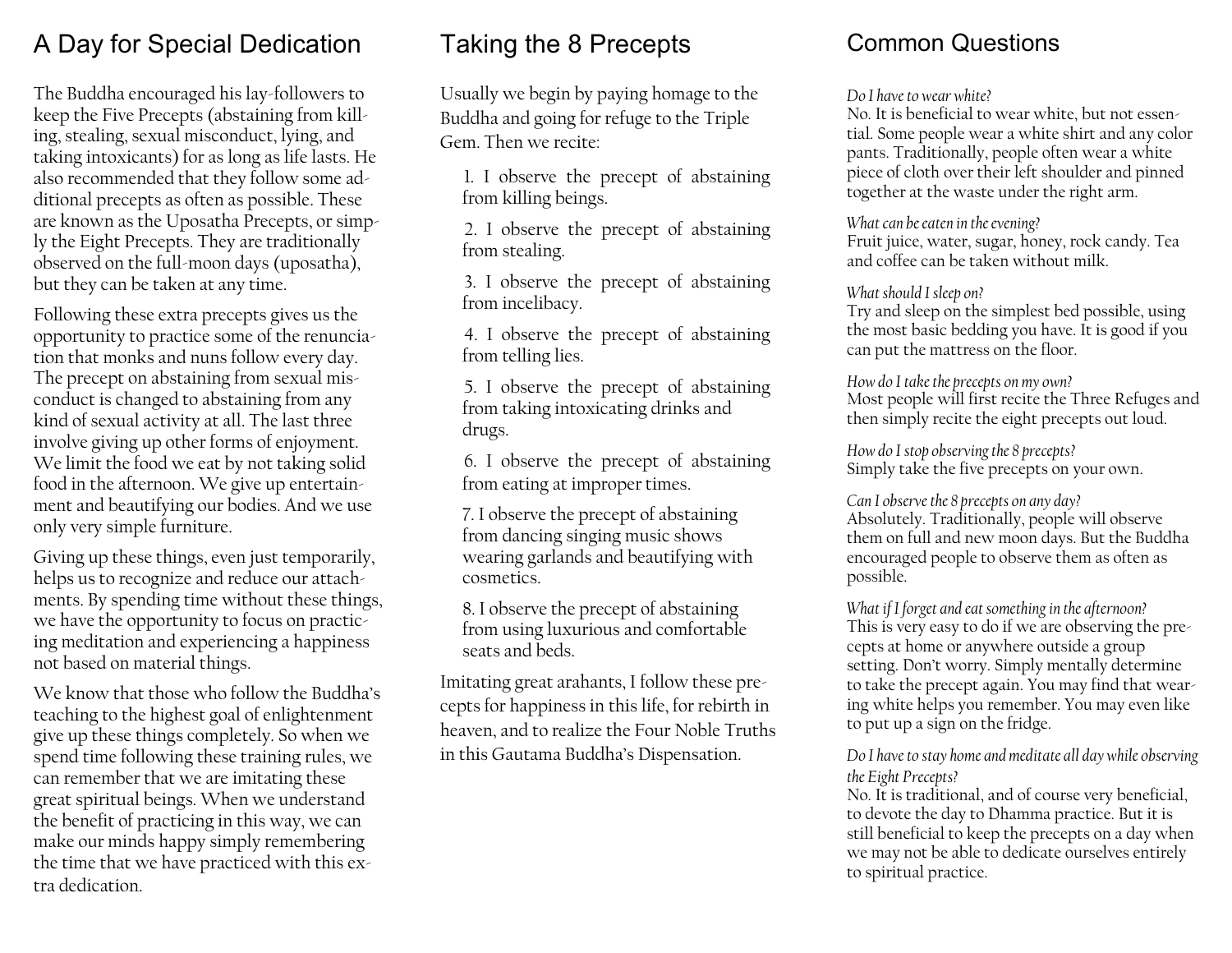## A Day for Special Dedication

The Buddha encouraged his lay-followers to keep the Five Precepts (abstaining from killing, stealing, sexual misconduct, lying, and taking intoxicants) for as long as life lasts. He also recommended that they follow some additional precepts as often as possible. These are known as the Uposatha Precepts, or simply the Eight Precepts. They are traditionally observed on the full-moon days (uposatha), but they can be taken at any time.

Following these extra precepts gives us the opportunity to practice some of the renunciation that monks and nuns follow every day. The precept on abstaining from sexual misconduct is changed to abstaining from any kind of sexual activity at all. The last three involve giving up other forms of enjoyment. We limit the food we eat by not taking solid food in the afternoon. We give up entertainment and beautifying our bodies. And we use only very simple furniture.

Giving up these things, even just temporarily, helps us to recognize and reduce our attachments. By spending time without these things, we have the opportunity to focus on practicing meditation and experiencing a happiness not based on material things.

We know that those who follow the Buddha's teaching to the highest goal of enlightenment give up these things completely. So when we spend time following these training rules, we can remember that we are imitating these great spiritual beings. When we understand the benefit of practicing in this way, we can make our minds happy simply remembering the time that we have practiced with this extra dedication.

## Taking the 8 Precepts

Usually we begin by paying homage to the Buddha and going for refuge to the Triple Gem. Then we recite:

1. I observe the precept of abstaining from killing beings.
2. I observe the precept of abstaining from stealing.
3. I observe the precept of abstaining from incelibacy.
4. I observe the precept of abstaining from telling lies.
5. I observe the precept of abstaining from taking intoxicating drinks and drugs.
6. I observe the precept of abstaining from eating at improper times.
7. I observe the precept of abstaining from dancing singing music shows wearing garlands and beautifying with cosmetics.
8. I observe the precept of abstaining from using luxurious and comfortable seats and beds.

Imitating great arahants, I follow these precepts for happiness in this life, for rebirth in heaven, and to realize the Four Noble Truths in this Gautama Buddha's Dispensation.

## Common Questions

*Do I have to wear white?*
No. It is beneficial to wear white, but not essential. Some people wear a white shirt and any color pants. Traditionally, people often wear a white piece of cloth over their left shoulder and pinned together at the waste under the right arm.

*What can be eaten in the evening?*
Fruit juice, water, sugar, honey, rock candy. Tea and coffee can be taken without milk.

*What should I sleep on?*
Try and sleep on the simplest bed possible, using the most basic bedding you have. It is good if you can put the mattress on the floor.

*How do I take the precepts on my own?*
Most people will first recite the Three Refuges and then simply recite the eight precepts out loud.

*How do I stop observing the 8 precepts?*
Simply take the five precepts on your own.

*Can I observe the 8 precepts on any day?*
Absolutely. Traditionally, people will observe them on full and new moon days. But the Buddha encouraged people to observe them as often as possible.

*What if I forget and eat something in the afternoon?*
This is very easy to do if we are observing the precepts at home or anywhere outside a group setting. Don't worry. Simply mentally determine to take the precept again. You may find that wearing white helps you remember. You may even like to put up a sign on the fridge.

*Do I have to stay home and meditate all day while observing the Eight Precepts?*
No. It is traditional, and of course very beneficial, to devote the day to Dhamma practice. But it is still beneficial to keep the precepts on a day when we may not be able to dedicate ourselves entirely to spiritual practice.